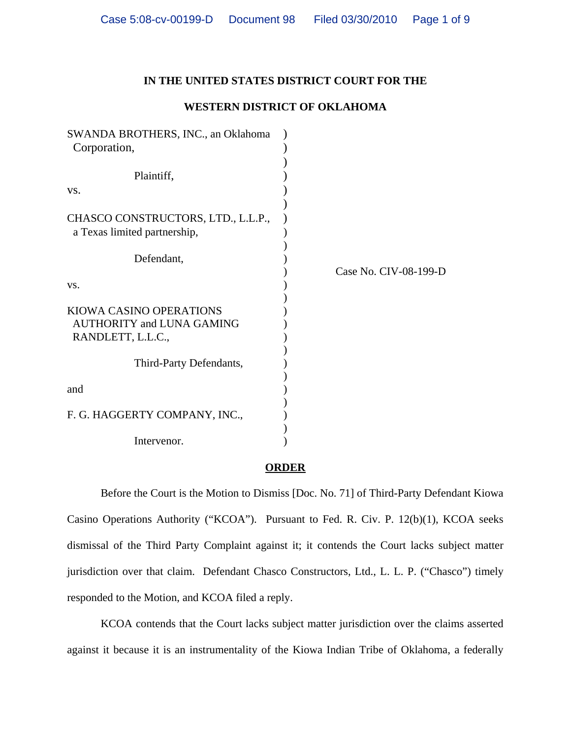**IN THE UNITED STATES DISTRICT COURT FOR THE**

**WESTERN DISTRICT OF OKLAHOMA**

SWANDA BROTHERS, INC., an Oklahoma Corporation,

Plaintiff,

vs.

CHASCO CONSTRUCTORS, LTD., L.L.P., a Texas limited partnership,

Defendant,

vs.

KIOWA CASINO OPERATIONS AUTHORITY and LUNA GAMING RANDLETT, L.L.C.,

Third-Party Defendants,

and

F. G. HAGGERTY COMPANY, INC.,

Intervenor.

Case No. CIV-08-199-D

**ORDER**

Before the Court is the Motion to Dismiss [Doc. No. 71] of Third-Party Defendant Kiowa Casino Operations Authority ("KCOA"). Pursuant to Fed. R. Civ. P. 12(b)(1), KCOA seeks dismissal of the Third Party Complaint against it; it contends the Court lacks subject matter jurisdiction over that claim. Defendant Chasco Constructors, Ltd., L. L. P. ("Chasco") timely responded to the Motion, and KCOA filed a reply.

KCOA contends that the Court lacks subject matter jurisdiction over the claims asserted against it because it is an instrumentality of the Kiowa Indian Tribe of Oklahoma, a federally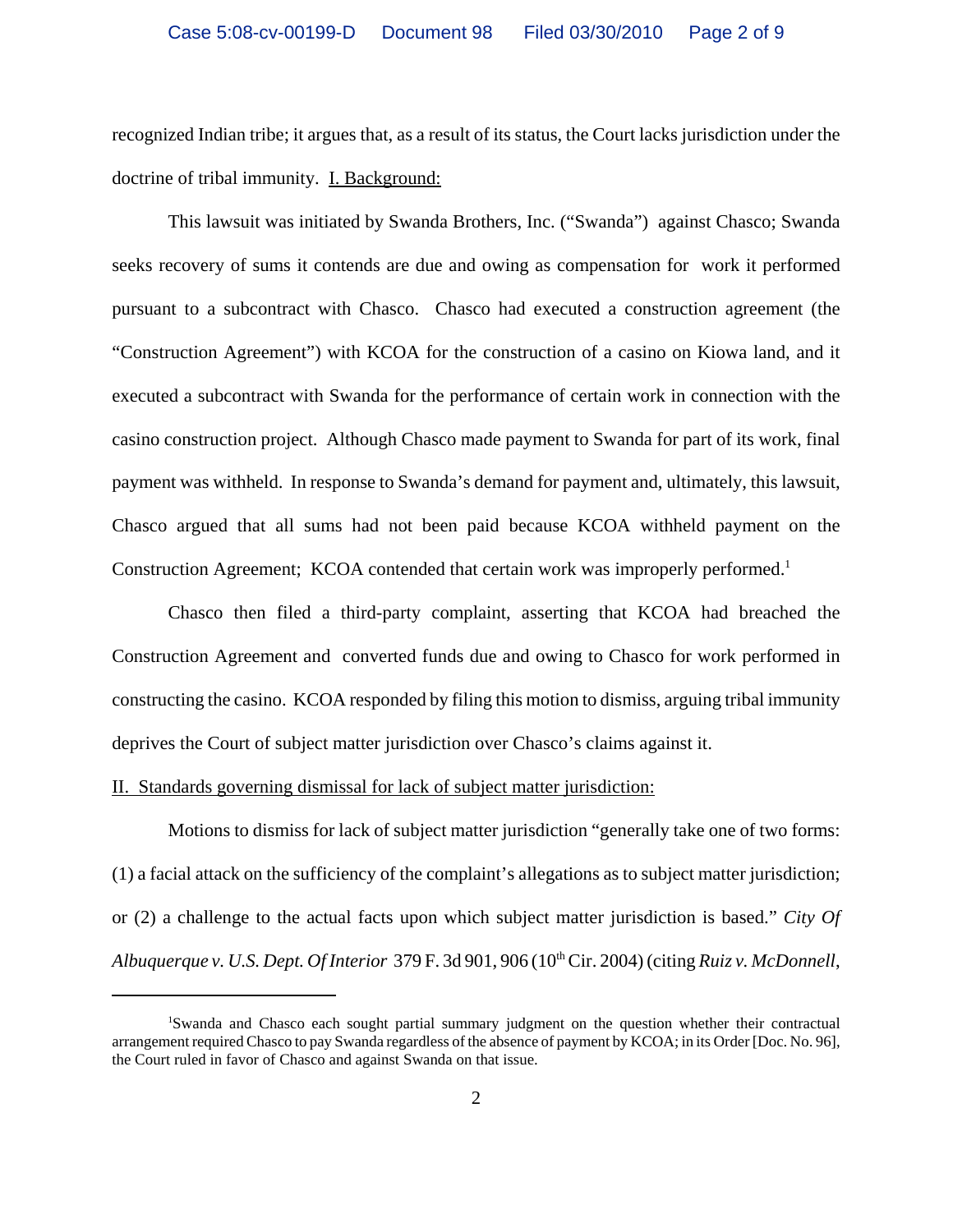recognized Indian tribe; it argues that, as a result of its status, the Court lacks jurisdiction under the doctrine of tribal immunity. I. Background:

This lawsuit was initiated by Swanda Brothers, Inc. ("Swanda") against Chasco; Swanda seeks recovery of sums it contends are due and owing as compensation for work it performed pursuant to a subcontract with Chasco. Chasco had executed a construction agreement (the "Construction Agreement") with KCOA for the construction of a casino on Kiowa land, and it executed a subcontract with Swanda for the performance of certain work in connection with the casino construction project. Although Chasco made payment to Swanda for part of its work, final payment was withheld. In response to Swanda's demand for payment and, ultimately, this lawsuit, Chasco argued that all sums had not been paid because KCOA withheld payment on the Construction Agreement; KCOA contended that certain work was improperly performed.[1]

Chasco then filed a third-party complaint, asserting that KCOA had breached the Construction Agreement and converted funds due and owing to Chasco for work performed in constructing the casino. KCOA responded by filing this motion to dismiss, arguing tribal immunity deprives the Court of subject matter jurisdiction over Chasco's claims against it.

II. Standards governing dismissal for lack of subject matter jurisdiction:

Motions to dismiss for lack of subject matter jurisdiction "generally take one of two forms: (1) a facial attack on the sufficiency of the complaint's allegations as to subject matter jurisdiction; or (2) a challenge to the actual facts upon which subject matter jurisdiction is based." *City Of Albuquerque v. U.S. Dept. Of Interior* 379 F. 3d 901, 906 (10th Cir. 2004) (citing *Ruiz v. McDonnell*,

---

[1]Swanda and Chasco each sought partial summary judgment on the question whether their contractual arrangement required Chasco to pay Swanda regardless of the absence of payment by KCOA; in its Order [Doc. No. 96], the Court ruled in favor of Chasco and against Swanda on that issue.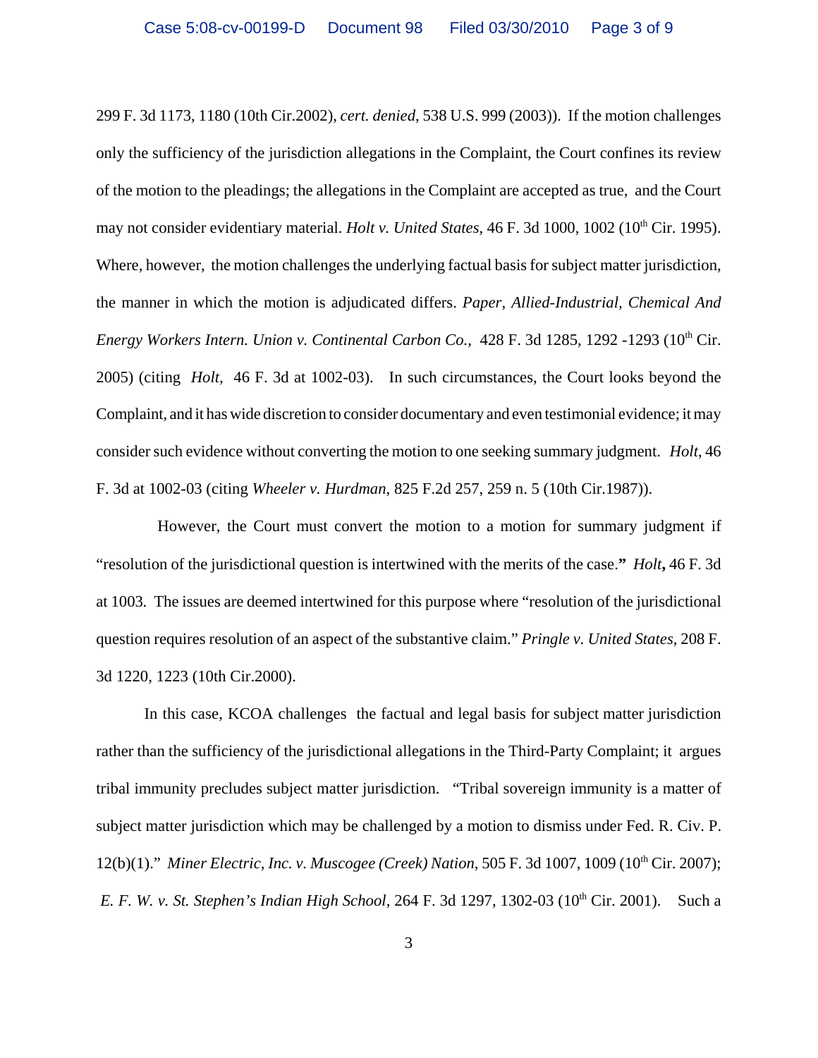299 F. 3d 1173, 1180 (10th Cir.2002), *cert. denied*, 538 U.S. 999 (2003)). If the motion challenges only the sufficiency of the jurisdiction allegations in the Complaint, the Court confines its review of the motion to the pleadings; the allegations in the Complaint are accepted as true, and the Court may not consider evidentiary material. *Holt v. United States*, 46 F. 3d 1000, 1002 (10th Cir. 1995). Where, however, the motion challenges the underlying factual basis for subject matter jurisdiction, the manner in which the motion is adjudicated differs. *Paper, Allied-Industrial, Chemical And Energy Workers Intern. Union v. Continental Carbon Co.*, 428 F. 3d 1285, 1292 -1293 (10th Cir. 2005) (citing *Holt*, 46 F. 3d at 1002-03). In such circumstances, the Court looks beyond the Complaint, and it has wide discretion to consider documentary and even testimonial evidence; it may consider such evidence without converting the motion to one seeking summary judgment. *Holt*, 46 F. 3d at 1002-03 (citing *Wheeler v. Hurdman*, 825 F.2d 257, 259 n. 5 (10th Cir.1987)).

However, the Court must convert the motion to a motion for summary judgment if "resolution of the jurisdictional question is intertwined with the merits of the case." *Holt*, 46 F. 3d at 1003. The issues are deemed intertwined for this purpose where "resolution of the jurisdictional question requires resolution of an aspect of the substantive claim." *Pringle v. United States*, 208 F. 3d 1220, 1223 (10th Cir.2000).

In this case, KCOA challenges the factual and legal basis for subject matter jurisdiction rather than the sufficiency of the jurisdictional allegations in the Third-Party Complaint; it argues tribal immunity precludes subject matter jurisdiction. "Tribal sovereign immunity is a matter of subject matter jurisdiction which may be challenged by a motion to dismiss under Fed. R. Civ. P. 12(b)(1)." *Miner Electric, Inc. v. Muscogee (Creek) Nation*, 505 F. 3d 1007, 1009 (10th Cir. 2007); *E. F. W. v. St. Stephen's Indian High School*, 264 F. 3d 1297, 1302-03 (10th Cir. 2001). Such a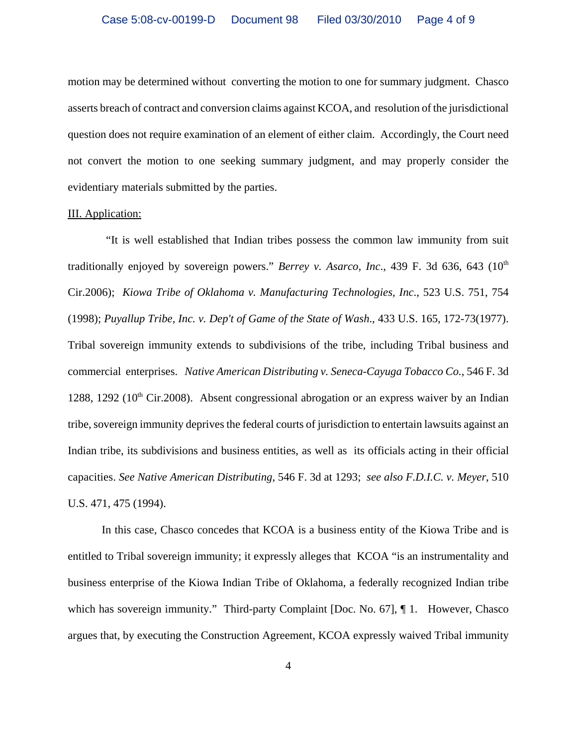motion may be determined without converting the motion to one for summary judgment. Chasco asserts breach of contract and conversion claims against KCOA, and resolution of the jurisdictional question does not require examination of an element of either claim. Accordingly, the Court need not convert the motion to one seeking summary judgment, and may properly consider the evidentiary materials submitted by the parties.

III. Application:

"It is well established that Indian tribes possess the common law immunity from suit traditionally enjoyed by sovereign powers." *Berrey v. Asarco, Inc*., 439 F. 3d 636, 643 (10th Cir.2006); *Kiowa Tribe of Oklahoma v. Manufacturing Technologies, Inc*., 523 U.S. 751, 754 (1998); *Puyallup Tribe, Inc. v. Dep't of Game of the State of Wash*., 433 U.S. 165, 172-73(1977). Tribal sovereign immunity extends to subdivisions of the tribe, including Tribal business and commercial enterprises. *Native American Distributing v. Seneca-Cayuga Tobacco Co.*, 546 F. 3d 1288, 1292 (10th Cir.2008). Absent congressional abrogation or an express waiver by an Indian tribe, sovereign immunity deprives the federal courts of jurisdiction to entertain lawsuits against an Indian tribe, its subdivisions and business entities, as well as its officials acting in their official capacities. *See Native American Distributing*, 546 F. 3d at 1293; *see also F.D.I.C. v. Meyer*, 510 U.S. 471, 475 (1994).

In this case, Chasco concedes that KCOA is a business entity of the Kiowa Tribe and is entitled to Tribal sovereign immunity; it expressly alleges that KCOA "is an instrumentality and business enterprise of the Kiowa Indian Tribe of Oklahoma, a federally recognized Indian tribe which has sovereign immunity." Third-party Complaint [Doc. No. 67], ¶ 1. However, Chasco argues that, by executing the Construction Agreement, KCOA expressly waived Tribal immunity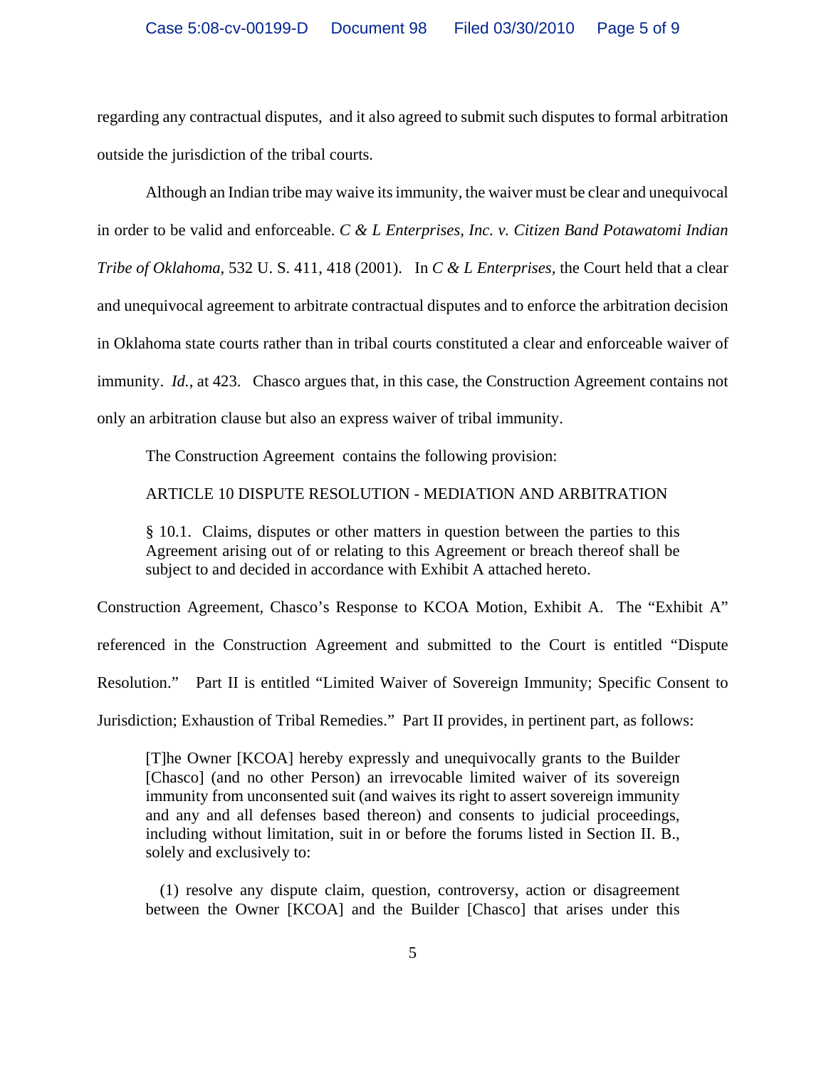regarding any contractual disputes, and it also agreed to submit such disputes to formal arbitration outside the jurisdiction of the tribal courts.

Although an Indian tribe may waive its immunity, the waiver must be clear and unequivocal in order to be valid and enforceable. *C & L Enterprises, Inc. v. Citizen Band Potawatomi Indian Tribe of Oklahoma*, 532 U. S. 411, 418 (2001). In *C & L Enterprises,* the Court held that a clear and unequivocal agreement to arbitrate contractual disputes and to enforce the arbitration decision in Oklahoma state courts rather than in tribal courts constituted a clear and enforceable waiver of immunity. *Id.*, at 423. Chasco argues that, in this case, the Construction Agreement contains not only an arbitration clause but also an express waiver of tribal immunity.

The Construction Agreement contains the following provision:

> ARTICLE 10 DISPUTE RESOLUTION - MEDIATION AND ARBITRATION
>
> § 10.1. Claims, disputes or other matters in question between the parties to this Agreement arising out of or relating to this Agreement or breach thereof shall be subject to and decided in accordance with Exhibit A attached hereto.

Construction Agreement, Chasco's Response to KCOA Motion, Exhibit A. The "Exhibit A" referenced in the Construction Agreement and submitted to the Court is entitled "Dispute Resolution." Part II is entitled "Limited Waiver of Sovereign Immunity; Specific Consent to Jurisdiction; Exhaustion of Tribal Remedies." Part II provides, in pertinent part, as follows:

> [T]he Owner [KCOA] hereby expressly and unequivocally grants to the Builder [Chasco] (and no other Person) an irrevocable limited waiver of its sovereign immunity from unconsented suit (and waives its right to assert sovereign immunity and any and all defenses based thereon) and consents to judicial proceedings, including without limitation, suit in or before the forums listed in Section II. B., solely and exclusively to:
>
> (1) resolve any dispute claim, question, controversy, action or disagreement between the Owner [KCOA] and the Builder [Chasco] that arises under this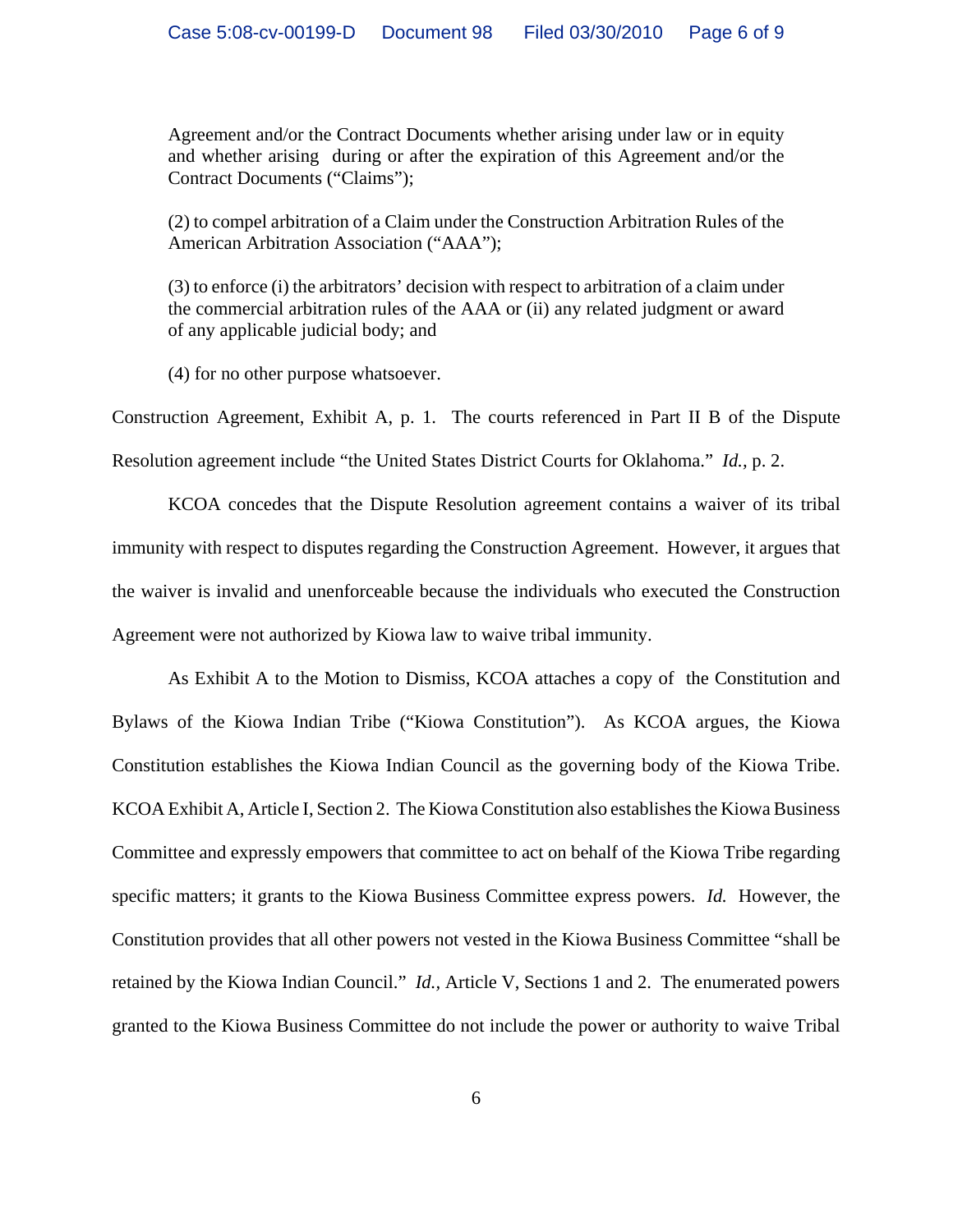> Agreement and/or the Contract Documents whether arising under law or in equity and whether arising during or after the expiration of this Agreement and/or the Contract Documents ("Claims");
>
> (2) to compel arbitration of a Claim under the Construction Arbitration Rules of the American Arbitration Association ("AAA");
>
> (3) to enforce (i) the arbitrators' decision with respect to arbitration of a claim under the commercial arbitration rules of the AAA or (ii) any related judgment or award of any applicable judicial body; and
>
> (4) for no other purpose whatsoever.

Construction Agreement, Exhibit A, p. 1. The courts referenced in Part II B of the Dispute Resolution agreement include "the United States District Courts for Oklahoma." *Id.*, p. 2.

KCOA concedes that the Dispute Resolution agreement contains a waiver of its tribal immunity with respect to disputes regarding the Construction Agreement. However, it argues that the waiver is invalid and unenforceable because the individuals who executed the Construction Agreement were not authorized by Kiowa law to waive tribal immunity.

As Exhibit A to the Motion to Dismiss, KCOA attaches a copy of the Constitution and Bylaws of the Kiowa Indian Tribe ("Kiowa Constitution"). As KCOA argues, the Kiowa Constitution establishes the Kiowa Indian Council as the governing body of the Kiowa Tribe. KCOA Exhibit A, Article I, Section 2. The Kiowa Constitution also establishes the Kiowa Business Committee and expressly empowers that committee to act on behalf of the Kiowa Tribe regarding specific matters; it grants to the Kiowa Business Committee express powers. *Id.* However, the Constitution provides that all other powers not vested in the Kiowa Business Committee "shall be retained by the Kiowa Indian Council." *Id.*, Article V, Sections 1 and 2. The enumerated powers granted to the Kiowa Business Committee do not include the power or authority to waive Tribal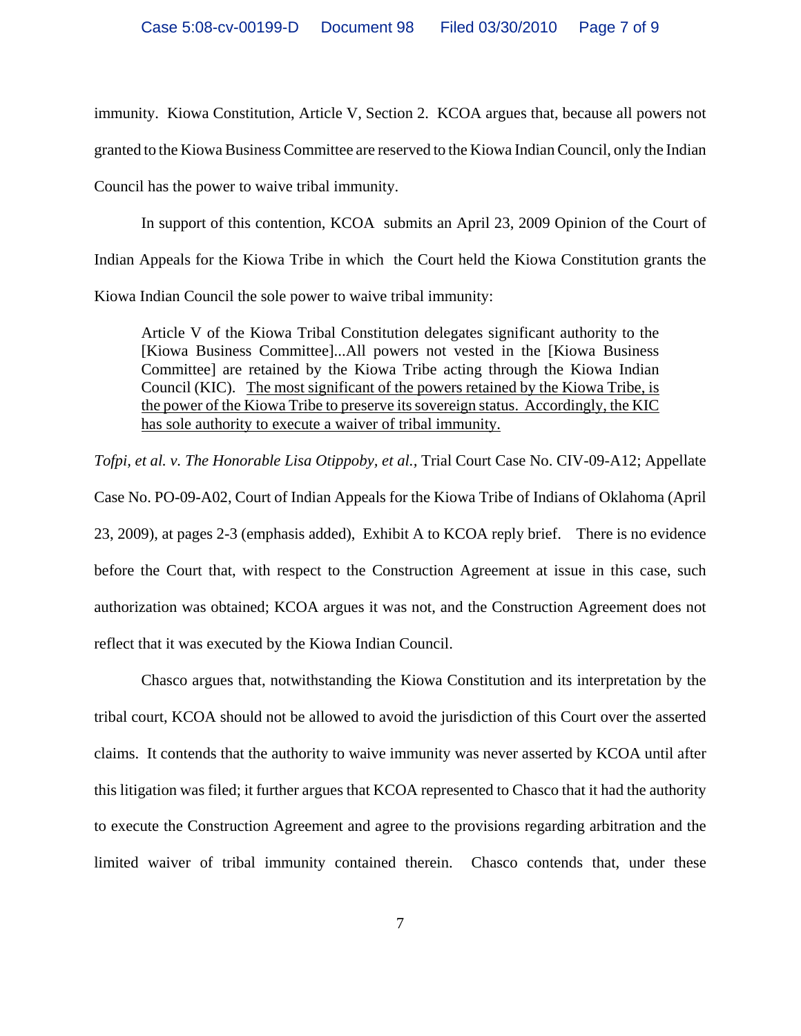immunity. Kiowa Constitution, Article V, Section 2. KCOA argues that, because all powers not granted to the Kiowa Business Committee are reserved to the Kiowa Indian Council, only the Indian Council has the power to waive tribal immunity.

In support of this contention, KCOA submits an April 23, 2009 Opinion of the Court of Indian Appeals for the Kiowa Tribe in which the Court held the Kiowa Constitution grants the Kiowa Indian Council the sole power to waive tribal immunity:

> Article V of the Kiowa Tribal Constitution delegates significant authority to the [Kiowa Business Committee]...All powers not vested in the [Kiowa Business Committee] are retained by the Kiowa Tribe acting through the Kiowa Indian Council (KIC). <u>The most significant of the powers retained by the Kiowa Tribe, is the power of the Kiowa Tribe to preserve its sovereign status. Accordingly, the KIC has sole authority to execute a waiver of tribal immunity.</u>

*Tofpi, et al. v. The Honorable Lisa Otippoby, et al.*, Trial Court Case No. CIV-09-A12; Appellate Case No. PO-09-A02, Court of Indian Appeals for the Kiowa Tribe of Indians of Oklahoma (April 23, 2009), at pages 2-3 (emphasis added), Exhibit A to KCOA reply brief. There is no evidence before the Court that, with respect to the Construction Agreement at issue in this case, such authorization was obtained; KCOA argues it was not, and the Construction Agreement does not reflect that it was executed by the Kiowa Indian Council.

Chasco argues that, notwithstanding the Kiowa Constitution and its interpretation by the tribal court, KCOA should not be allowed to avoid the jurisdiction of this Court over the asserted claims. It contends that the authority to waive immunity was never asserted by KCOA until after this litigation was filed; it further argues that KCOA represented to Chasco that it had the authority to execute the Construction Agreement and agree to the provisions regarding arbitration and the limited waiver of tribal immunity contained therein. Chasco contends that, under these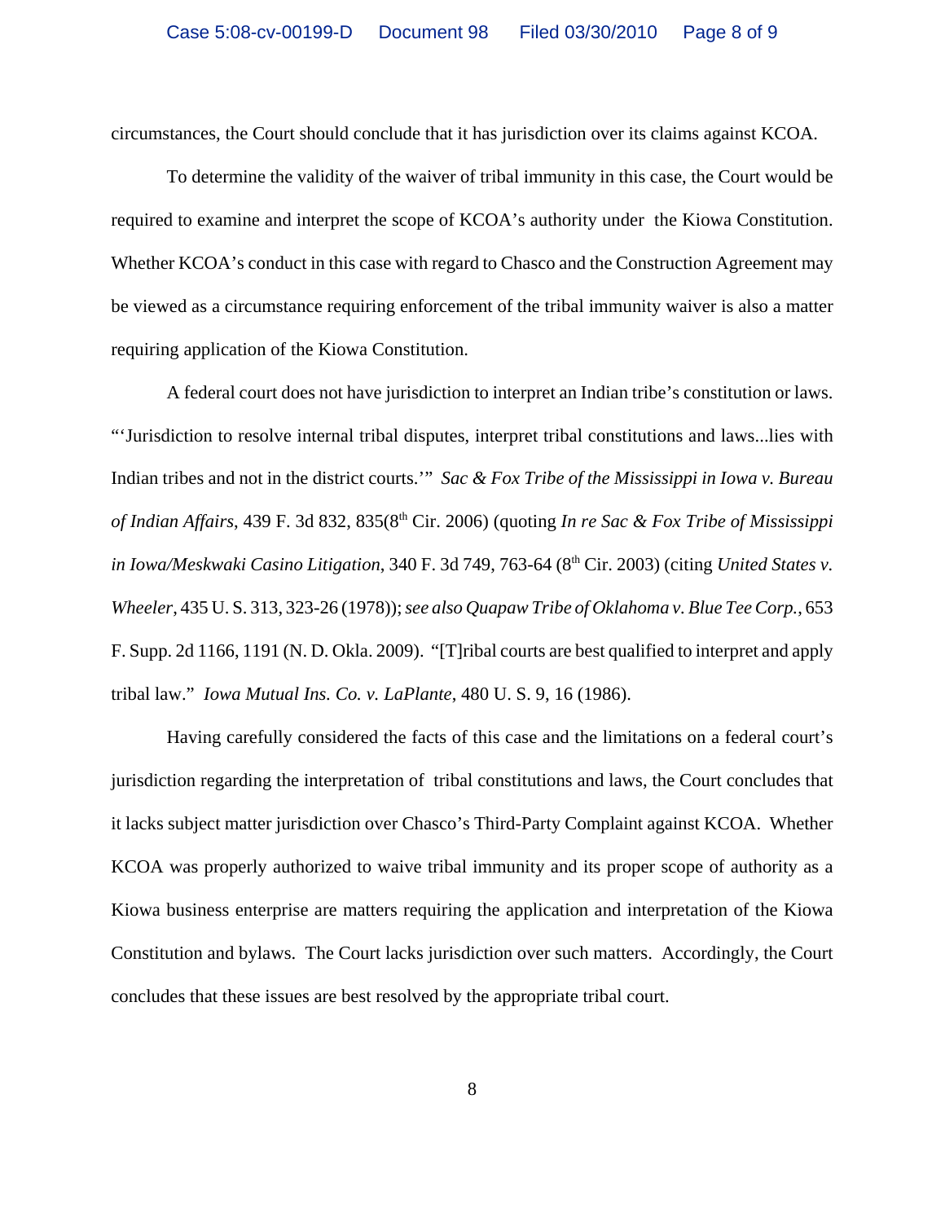circumstances, the Court should conclude that it has jurisdiction over its claims against KCOA.

To determine the validity of the waiver of tribal immunity in this case, the Court would be required to examine and interpret the scope of KCOA's authority under the Kiowa Constitution. Whether KCOA's conduct in this case with regard to Chasco and the Construction Agreement may be viewed as a circumstance requiring enforcement of the tribal immunity waiver is also a matter requiring application of the Kiowa Constitution.

A federal court does not have jurisdiction to interpret an Indian tribe's constitution or laws. "'Jurisdiction to resolve internal tribal disputes, interpret tribal constitutions and laws...lies with Indian tribes and not in the district courts.'" *Sac & Fox Tribe of the Mississippi in Iowa v. Bureau of Indian Affairs*, 439 F. 3d 832, 835(8th Cir. 2006) (quoting *In re Sac & Fox Tribe of Mississippi in Iowa/Meskwaki Casino Litigation*, 340 F. 3d 749, 763-64 (8th Cir. 2003) (citing *United States v. Wheeler*, 435 U. S. 313, 323-26 (1978)); *see also Quapaw Tribe of Oklahoma v. Blue Tee Corp.*, 653 F. Supp. 2d 1166, 1191 (N. D. Okla. 2009). "[T]ribal courts are best qualified to interpret and apply tribal law." *Iowa Mutual Ins. Co. v. LaPlante*, 480 U. S. 9, 16 (1986).

Having carefully considered the facts of this case and the limitations on a federal court's jurisdiction regarding the interpretation of tribal constitutions and laws, the Court concludes that it lacks subject matter jurisdiction over Chasco's Third-Party Complaint against KCOA. Whether KCOA was properly authorized to waive tribal immunity and its proper scope of authority as a Kiowa business enterprise are matters requiring the application and interpretation of the Kiowa Constitution and bylaws. The Court lacks jurisdiction over such matters. Accordingly, the Court concludes that these issues are best resolved by the appropriate tribal court.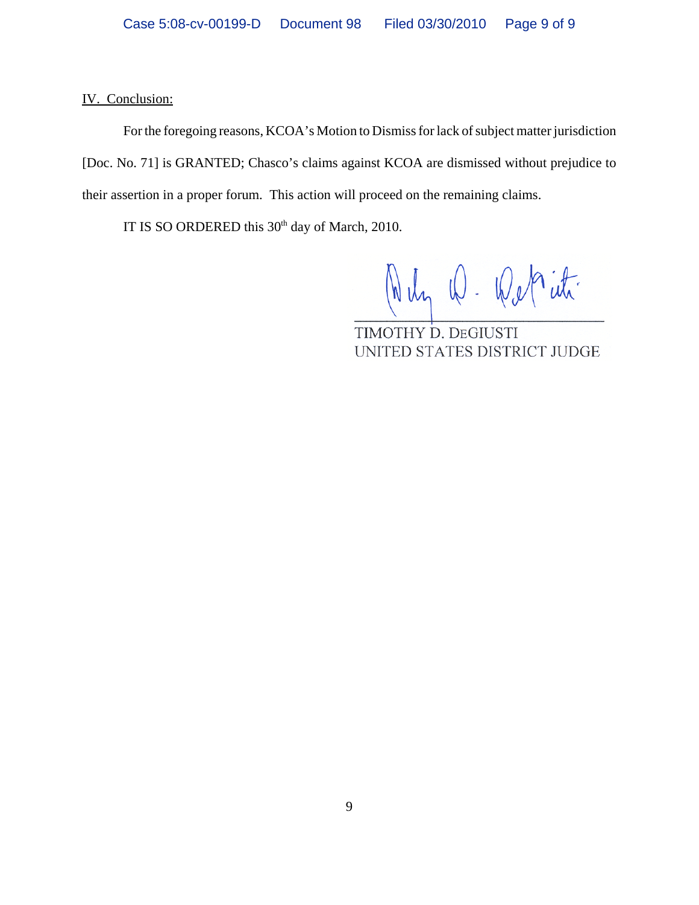IV. Conclusion:

For the foregoing reasons, KCOA's Motion to Dismiss for lack of subject matter jurisdiction [Doc. No. 71] is GRANTED; Chasco's claims against KCOA are dismissed without prejudice to their assertion in a proper forum. This action will proceed on the remaining claims.

IT IS SO ORDERED this 30th day of March, 2010.

TIMOTHY D. DEGIUSTI
UNITED STATES DISTRICT JUDGE